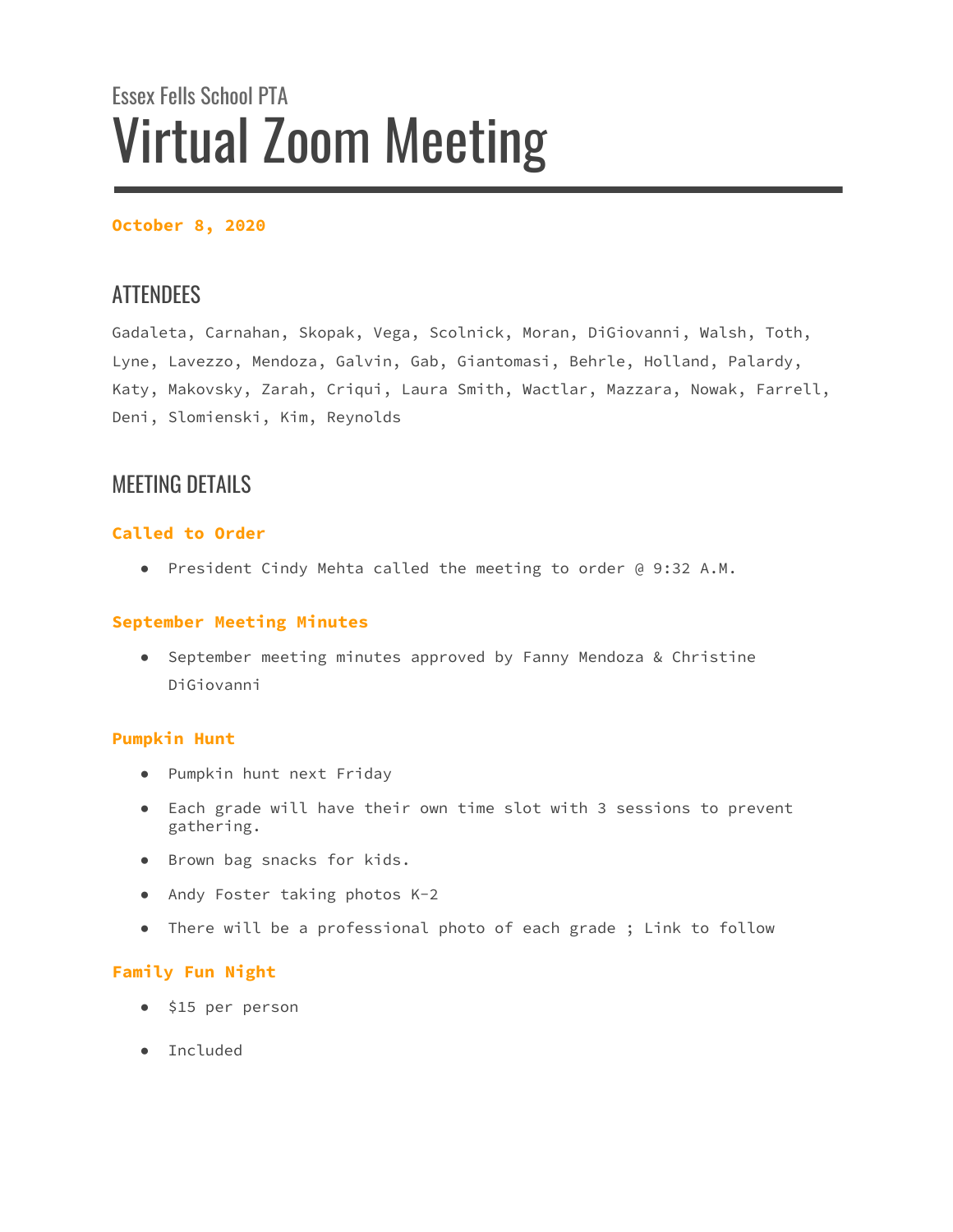Essex Fells School PTA

# Virtual Zoom Meeting

**October 8, 2020**

## ATTENDEES

Gadaleta, Carnahan, Skopak, Vega, Scolnick, Moran, DiGiovanni, Walsh, Toth, Lyne, Lavezzo, Mendoza, Galvin, Gab, Giantomasi, Behrle, Holland, Palardy, Katy, Makovsky, Zarah, Criqui, Laura Smith, Wactlar, Mazzara, Nowak, Farrell, Deni, Slomienski, Kim, Reynolds

## MEETING DETAILS

### Called to Order

- President Cindy Mehta called the meeting to order @ 9:32 A.M.

### September Meeting Minutes

- September meeting minutes approved by Fanny Mendoza & Christine DiGiovanni

### Pumpkin Hunt

- Pumpkin hunt next Friday
- Each grade will have their own time slot with 3 sessions to prevent gathering.
- Brown bag snacks for kids.
- Andy Foster taking photos K-2
- There will be a professional photo of each grade ; Link to follow

### Family Fun Night

- $15 per person
- Included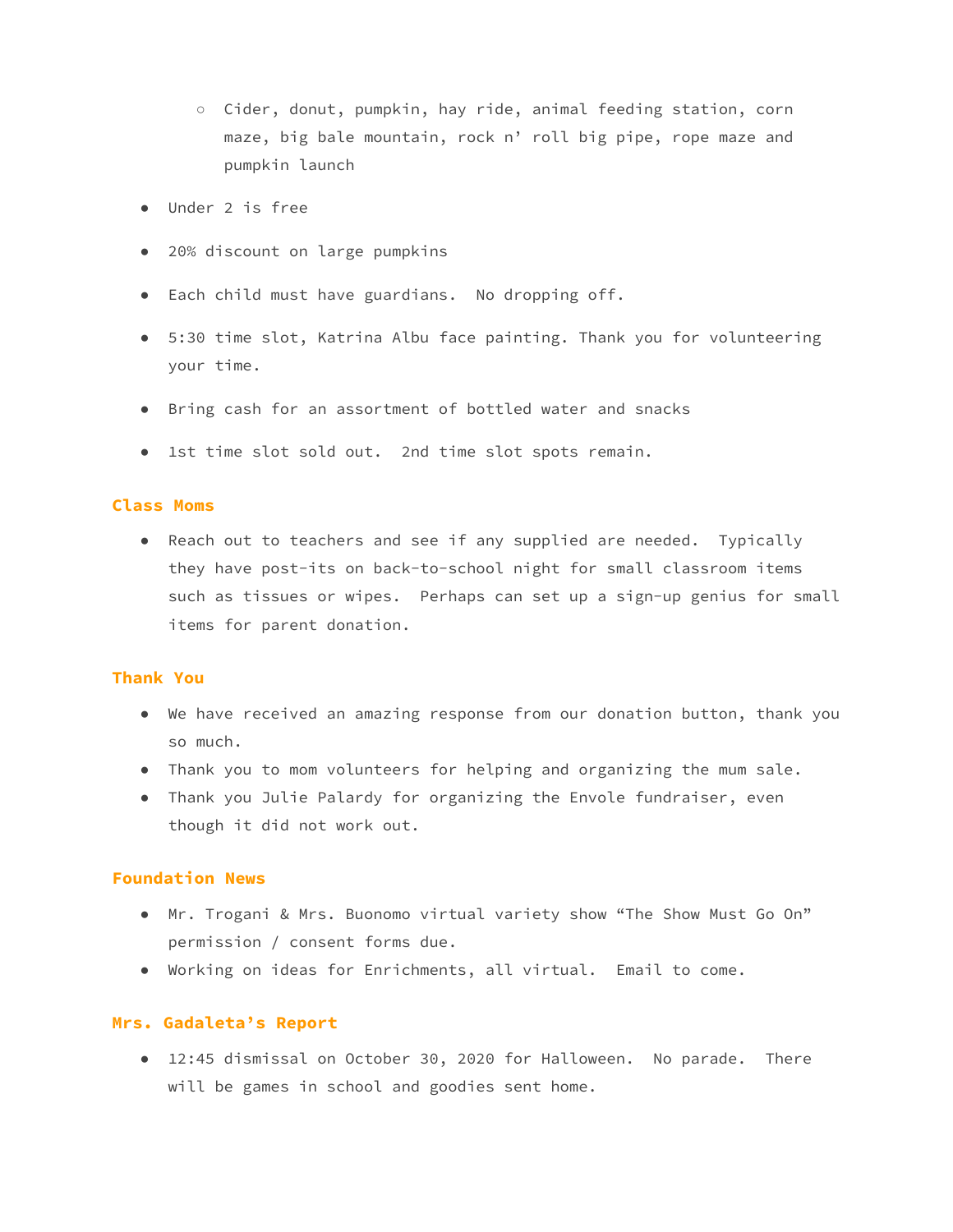- Cider, donut, pumpkin, hay ride, animal feeding station, corn maze, big bale mountain, rock n' roll big pipe, rope maze and pumpkin launch
- Under 2 is free
- 20% discount on large pumpkins
- Each child must have guardians. No dropping off.
- 5:30 time slot, Katrina Albu face painting. Thank you for volunteering your time.
- Bring cash for an assortment of bottled water and snacks
- 1st time slot sold out. 2nd time slot spots remain.

## Class Moms

- Reach out to teachers and see if any supplied are needed. Typically they have post-its on back-to-school night for small classroom items such as tissues or wipes. Perhaps can set up a sign-up genius for small items for parent donation.

## Thank You

- We have received an amazing response from our donation button, thank you so much.
- Thank you to mom volunteers for helping and organizing the mum sale.
- Thank you Julie Palardy for organizing the Envole fundraiser, even though it did not work out.

## Foundation News

- Mr. Trogani & Mrs. Buonomo virtual variety show "The Show Must Go On" permission / consent forms due.
- Working on ideas for Enrichments, all virtual. Email to come.

## Mrs. Gadaleta's Report

- 12:45 dismissal on October 30, 2020 for Halloween. No parade. There will be games in school and goodies sent home.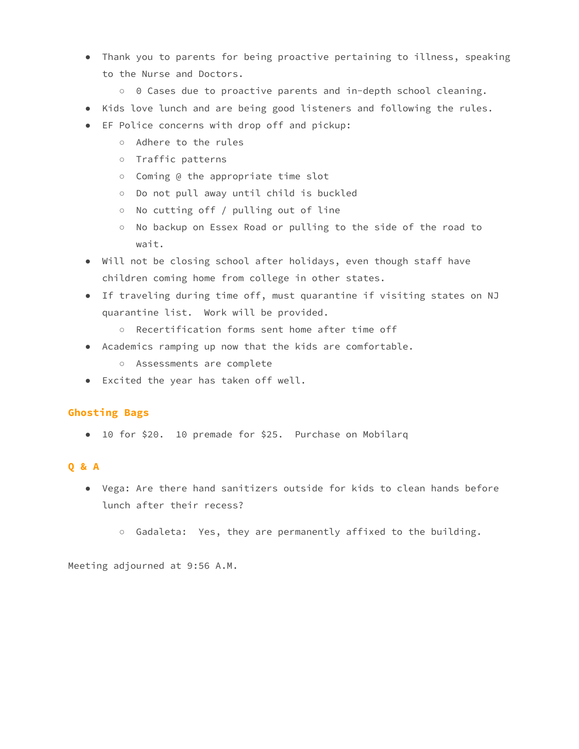- Thank you to parents for being proactive pertaining to illness, speaking to the Nurse and Doctors.
  - 0 Cases due to proactive parents and in-depth school cleaning.
- Kids love lunch and are being good listeners and following the rules.
- EF Police concerns with drop off and pickup:
  - Adhere to the rules
  - Traffic patterns
  - Coming @ the appropriate time slot
  - Do not pull away until child is buckled
  - No cutting off / pulling out of line
  - No backup on Essex Road or pulling to the side of the road to wait.
- Will not be closing school after holidays, even though staff have children coming home from college in other states.
- If traveling during time off, must quarantine if visiting states on NJ quarantine list. Work will be provided.
  - Recertification forms sent home after time off
- Academics ramping up now that the kids are comfortable.
  - Assessments are complete
- Excited the year has taken off well.

## Ghosting Bags

- 10 for $20. 10 premade for $25. Purchase on Mobilarq

## Q & A

- Vega: Are there hand sanitizers outside for kids to clean hands before lunch after their recess?
  - Gadaleta: Yes, they are permanently affixed to the building.

Meeting adjourned at 9:56 A.M.